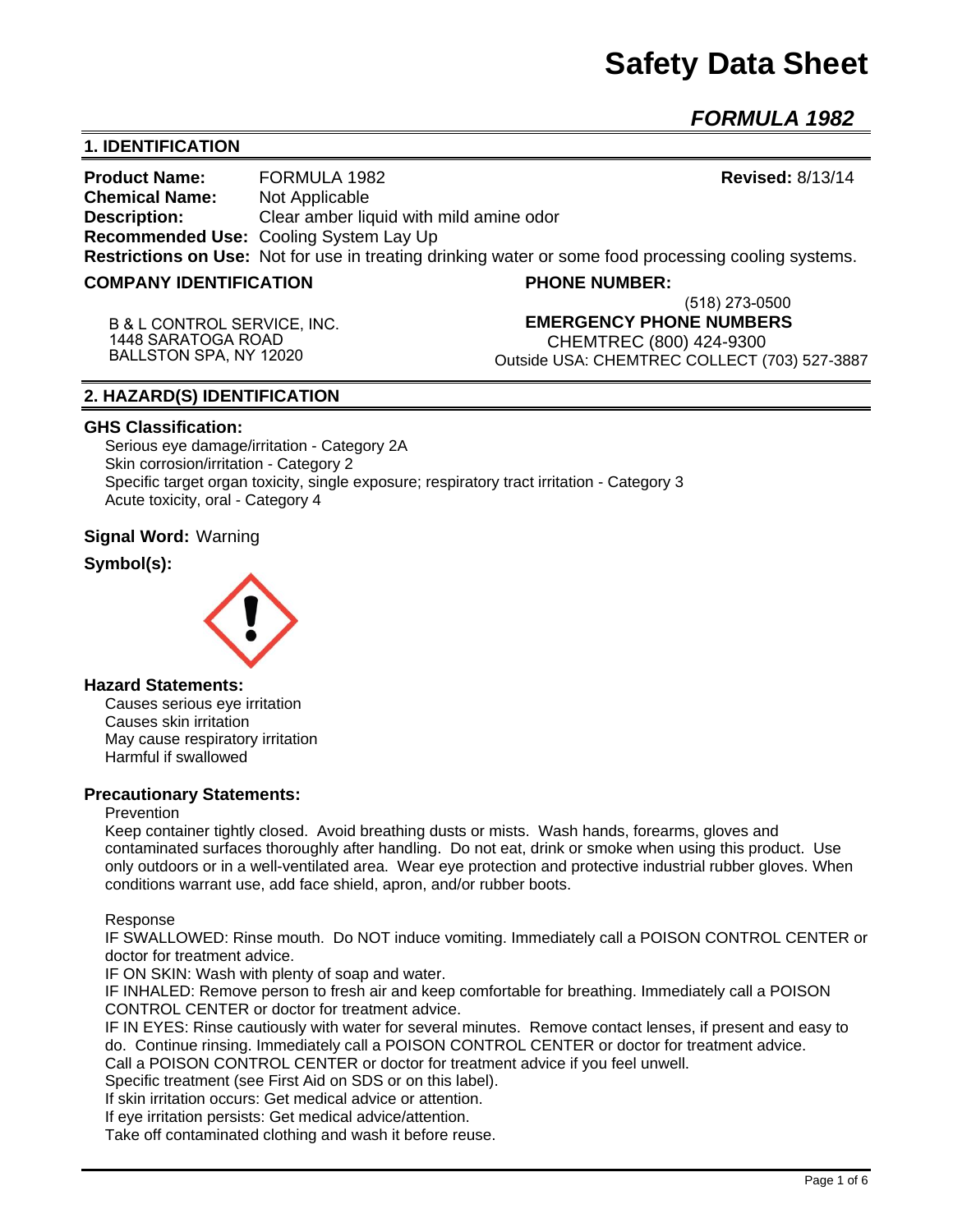# Safety Data Sheet

## *FORMULA 1982*

### 1. IDENTIFICATION

**Product Name:** FORMULA 1982 **Revised:** 8/13/14
**Chemical Name:** Not Applicable
**Description:** Clear amber liquid with mild amine odor
**Recommended Use:** Cooling System Lay Up
**Restrictions on Use:** Not for use in treating drinking water or some food processing cooling systems.

**COMPANY IDENTIFICATION**

B & L CONTROL SERVICE, INC.
1448 SARATOGA ROAD
BALLSTON SPA, NY 12020

**PHONE NUMBER:**
(518) 273-0500

**EMERGENCY PHONE NUMBERS**
CHEMTREC (800) 424-9300
Outside USA: CHEMTREC COLLECT (703) 527-3887

### 2. HAZARD(S) IDENTIFICATION

**GHS Classification:**

Serious eye damage/irritation - Category 2A
Skin corrosion/irritation - Category 2
Specific target organ toxicity, single exposure; respiratory tract irritation - Category 3
Acute toxicity, oral - Category 4

**Signal Word:** Warning

**Symbol(s):**

**Hazard Statements:**

Causes serious eye irritation
Causes skin irritation
May cause respiratory irritation
Harmful if swallowed

**Precautionary Statements:**

Prevention

Keep container tightly closed. Avoid breathing dusts or mists. Wash hands, forearms, gloves and contaminated surfaces thoroughly after handling. Do not eat, drink or smoke when using this product. Use only outdoors or in a well-ventilated area. Wear eye protection and protective industrial rubber gloves. When conditions warrant use, add face shield, apron, and/or rubber boots.

Response

IF SWALLOWED: Rinse mouth. Do NOT induce vomiting. Immediately call a POISON CONTROL CENTER or doctor for treatment advice.
IF ON SKIN: Wash with plenty of soap and water.
IF INHALED: Remove person to fresh air and keep comfortable for breathing. Immediately call a POISON CONTROL CENTER or doctor for treatment advice.
IF IN EYES: Rinse cautiously with water for several minutes. Remove contact lenses, if present and easy to do. Continue rinsing. Immediately call a POISON CONTROL CENTER or doctor for treatment advice.
Call a POISON CONTROL CENTER or doctor for treatment advice if you feel unwell.
Specific treatment (see First Aid on SDS or on this label).
If skin irritation occurs: Get medical advice or attention.
If eye irritation persists: Get medical advice/attention.
Take off contaminated clothing and wash it before reuse.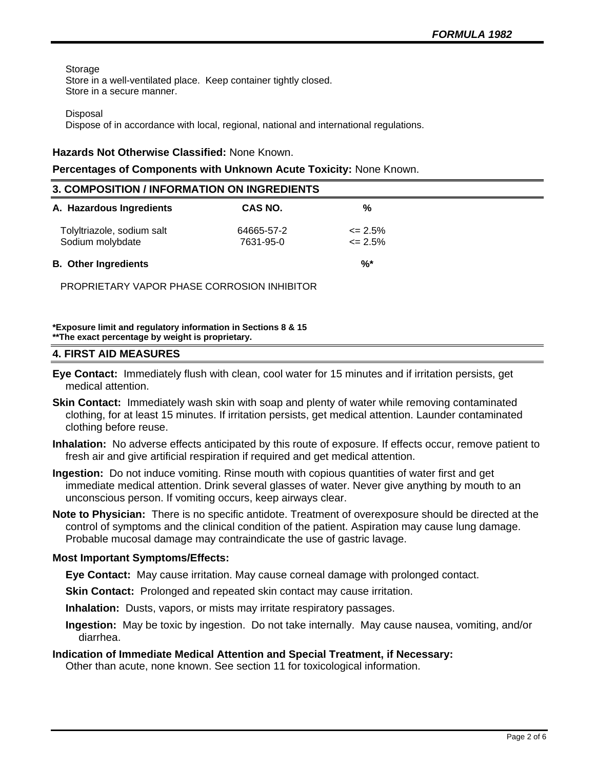Storage
Store in a well-ventilated place. Keep container tightly closed.
Store in a secure manner.

Disposal
Dispose of in accordance with local, regional, national and international regulations.

**Hazards Not Otherwise Classified:** None Known.

**Percentages of Components with Unknown Acute Toxicity:** None Known.

## 3. COMPOSITION / INFORMATION ON INGREDIENTS

| A. Hazardous Ingredients | CAS NO. | % |
|---|---|---|
| Tolyltriazole, sodium salt | 64665-57-2 | <= 2.5% |
| Sodium molybdate | 7631-95-0 | <= 2.5% |

| B. Other Ingredients | %* |
|---|---|
| PROPRIETARY VAPOR PHASE CORROSION INHIBITOR | |

**\*Exposure limit and regulatory information in Sections 8 & 15**
**\*\*The exact percentage by weight is proprietary.**

## 4. FIRST AID MEASURES

**Eye Contact:** Immediately flush with clean, cool water for 15 minutes and if irritation persists, get medical attention.

**Skin Contact:** Immediately wash skin with soap and plenty of water while removing contaminated clothing, for at least 15 minutes. If irritation persists, get medical attention. Launder contaminated clothing before reuse.

**Inhalation:** No adverse effects anticipated by this route of exposure. If effects occur, remove patient to fresh air and give artificial respiration if required and get medical attention.

**Ingestion:** Do not induce vomiting. Rinse mouth with copious quantities of water first and get immediate medical attention. Drink several glasses of water. Never give anything by mouth to an unconscious person. If vomiting occurs, keep airways clear.

**Note to Physician:** There is no specific antidote. Treatment of overexposure should be directed at the control of symptoms and the clinical condition of the patient. Aspiration may cause lung damage. Probable mucosal damage may contraindicate the use of gastric lavage.

**Most Important Symptoms/Effects:**

**Eye Contact:** May cause irritation. May cause corneal damage with prolonged contact.

**Skin Contact:** Prolonged and repeated skin contact may cause irritation.

**Inhalation:** Dusts, vapors, or mists may irritate respiratory passages.

**Ingestion:** May be toxic by ingestion. Do not take internally. May cause nausea, vomiting, and/or diarrhea.

**Indication of Immediate Medical Attention and Special Treatment, if Necessary:**
Other than acute, none known. See section 11 for toxicological information.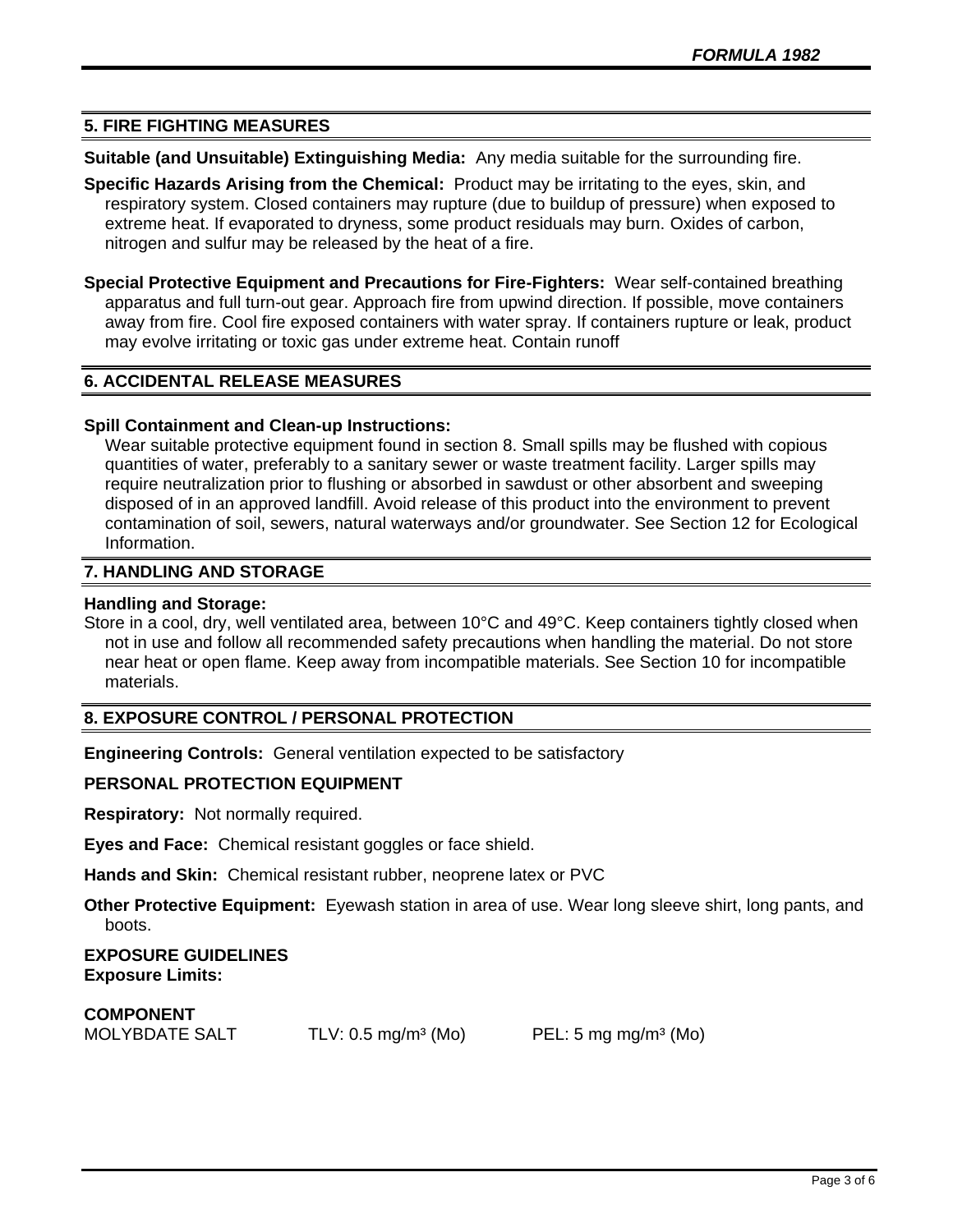## 5. FIRE FIGHTING MEASURES

**Suitable (and Unsuitable) Extinguishing Media:** Any media suitable for the surrounding fire.

**Specific Hazards Arising from the Chemical:** Product may be irritating to the eyes, skin, and respiratory system. Closed containers may rupture (due to buildup of pressure) when exposed to extreme heat. If evaporated to dryness, some product residuals may burn. Oxides of carbon, nitrogen and sulfur may be released by the heat of a fire.

**Special Protective Equipment and Precautions for Fire-Fighters:** Wear self-contained breathing apparatus and full turn-out gear. Approach fire from upwind direction. If possible, move containers away from fire. Cool fire exposed containers with water spray. If containers rupture or leak, product may evolve irritating or toxic gas under extreme heat. Contain runoff

## 6. ACCIDENTAL RELEASE MEASURES

**Spill Containment and Clean-up Instructions:**
Wear suitable protective equipment found in section 8. Small spills may be flushed with copious quantities of water, preferably to a sanitary sewer or waste treatment facility. Larger spills may require neutralization prior to flushing or absorbed in sawdust or other absorbent and sweeping disposed of in an approved landfill. Avoid release of this product into the environment to prevent contamination of soil, sewers, natural waterways and/or groundwater. See Section 12 for Ecological Information.

## 7. HANDLING AND STORAGE

**Handling and Storage:**
Store in a cool, dry, well ventilated area, between 10°C and 49°C. Keep containers tightly closed when not in use and follow all recommended safety precautions when handling the material. Do not store near heat or open flame. Keep away from incompatible materials. See Section 10 for incompatible materials.

## 8. EXPOSURE CONTROL / PERSONAL PROTECTION

**Engineering Controls:** General ventilation expected to be satisfactory

**PERSONAL PROTECTION EQUIPMENT**

**Respiratory:** Not normally required.

**Eyes and Face:** Chemical resistant goggles or face shield.

**Hands and Skin:** Chemical resistant rubber, neoprene latex or PVC

**Other Protective Equipment:** Eyewash station in area of use. Wear long sleeve shirt, long pants, and boots.

**EXPOSURE GUIDELINES**
**Exposure Limits:**

| **COMPONENT** | | |
|---|---|---|
| MOLYBDATE SALT | TLV: 0.5 mg/m³ (Mo) | PEL: 5 mg mg/m³ (Mo) |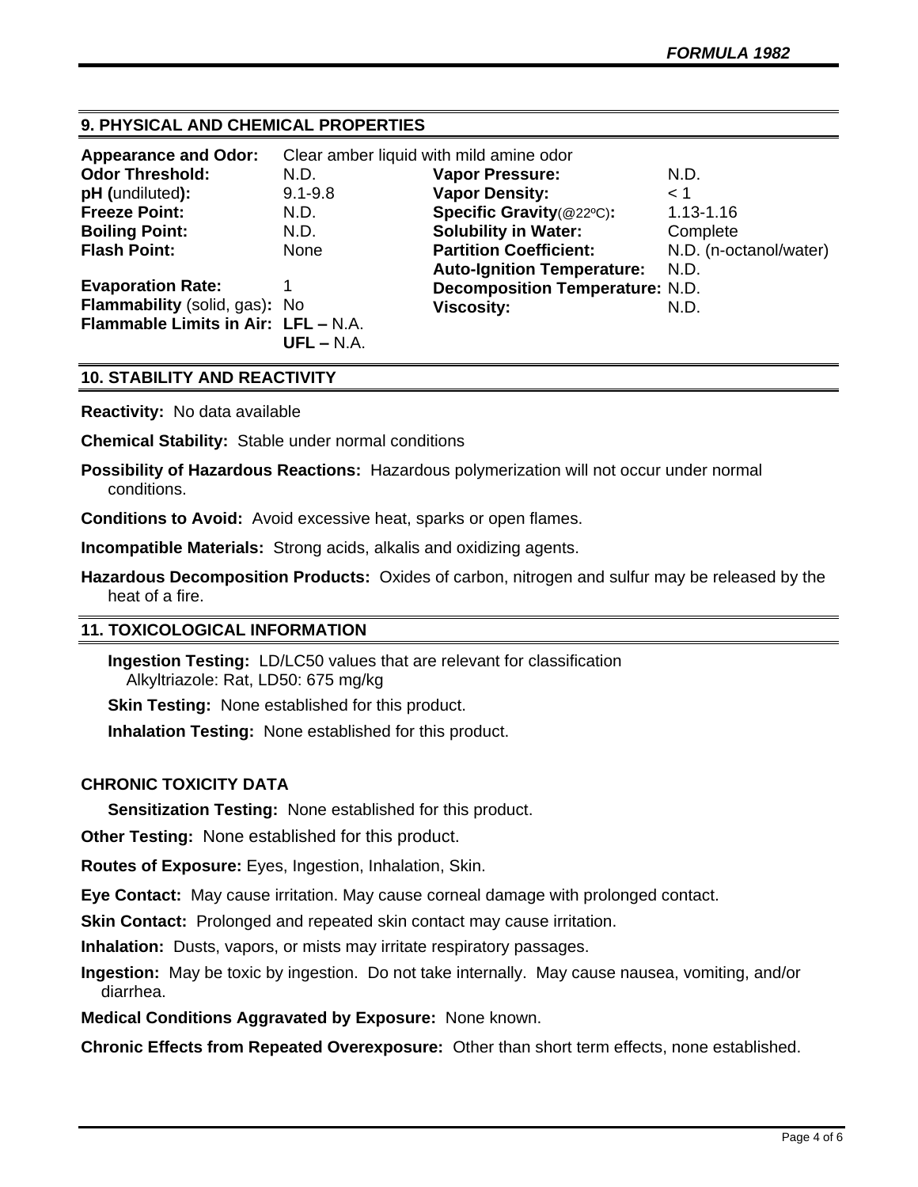## 9. PHYSICAL AND CHEMICAL PROPERTIES

**Appearance and Odor:** Clear amber liquid with mild amine odor

| | | | |
|---|---|---|---|
| **Odor Threshold:** | N.D. | **Vapor Pressure:** | N.D. |
| **pH (**undiluted**):** | 9.1-9.8 | **Vapor Density:** | < 1 |
| **Freeze Point:** | N.D. | **Specific Gravity**(@22ºC)**:** | 1.13-1.16 |
| **Boiling Point:** | N.D. | **Solubility in Water:** | Complete |
| **Flash Point:** | None | **Partition Coefficient:** | N.D. (n-octanol/water) |
| | | **Auto-Ignition Temperature:** | N.D. |
| **Evaporation Rate:** | 1 | **Decomposition Temperature:** | N.D. |
| **Flammability** (solid, gas)**:** | No | **Viscosity:** | N.D. |
| **Flammable Limits in Air:** | **LFL –** N.A. **UFL –** N.A. | | |

## 10. STABILITY AND REACTIVITY

**Reactivity:** No data available

**Chemical Stability:** Stable under normal conditions

**Possibility of Hazardous Reactions:** Hazardous polymerization will not occur under normal conditions.

**Conditions to Avoid:** Avoid excessive heat, sparks or open flames.

**Incompatible Materials:** Strong acids, alkalis and oxidizing agents.

**Hazardous Decomposition Products:** Oxides of carbon, nitrogen and sulfur may be released by the heat of a fire.

## 11. TOXICOLOGICAL INFORMATION

**Ingestion Testing:** LD/LC50 values that are relevant for classification
Alkyltriazole: Rat, LD50: 675 mg/kg

**Skin Testing:** None established for this product.

**Inhalation Testing:** None established for this product.

**CHRONIC TOXICITY DATA**

**Sensitization Testing:** None established for this product.

**Other Testing:** None established for this product.

**Routes of Exposure:** Eyes, Ingestion, Inhalation, Skin.

**Eye Contact:** May cause irritation. May cause corneal damage with prolonged contact.

**Skin Contact:** Prolonged and repeated skin contact may cause irritation.

**Inhalation:** Dusts, vapors, or mists may irritate respiratory passages.

**Ingestion:** May be toxic by ingestion. Do not take internally. May cause nausea, vomiting, and/or diarrhea.

**Medical Conditions Aggravated by Exposure:** None known.

**Chronic Effects from Repeated Overexposure:** Other than short term effects, none established.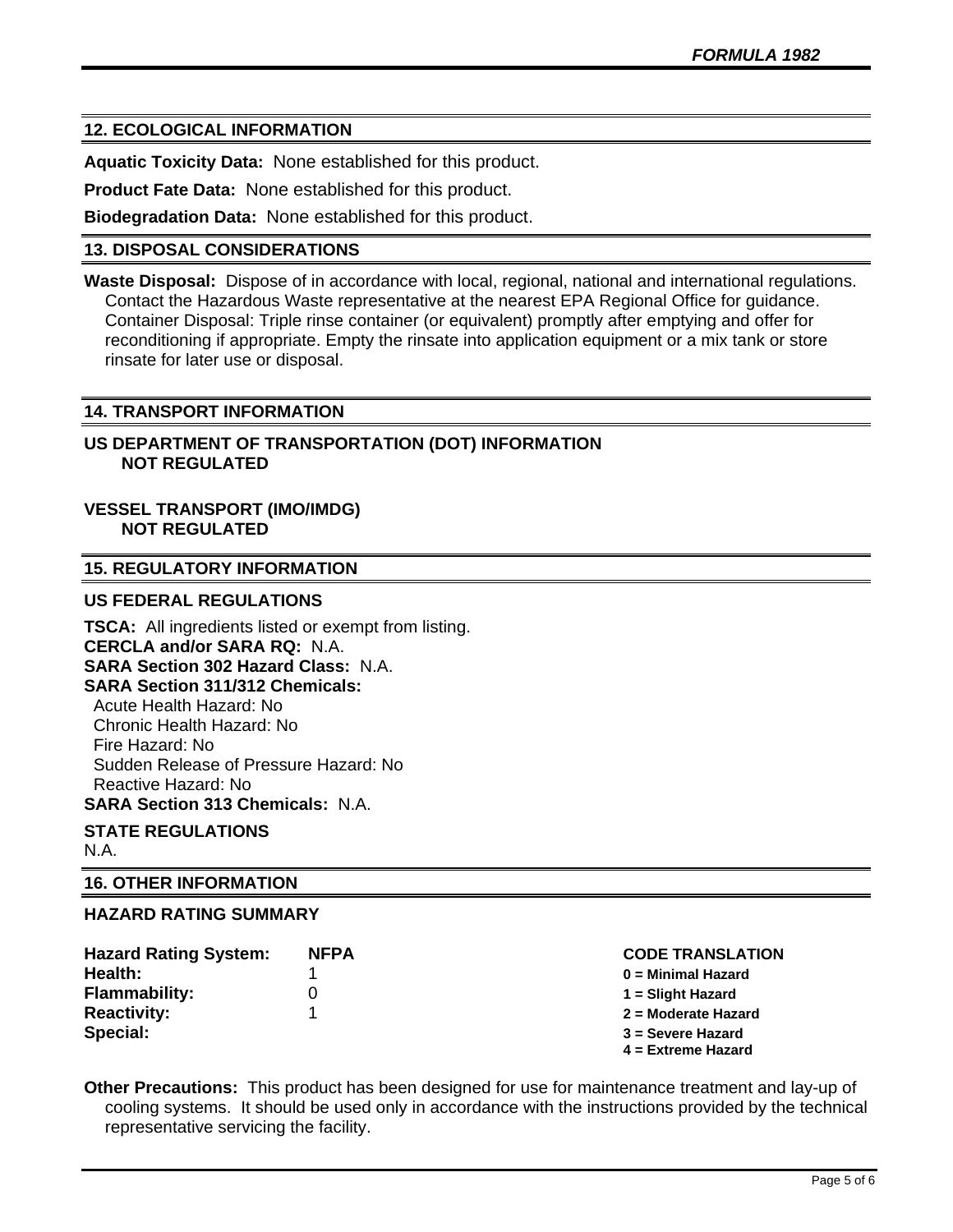## 12. ECOLOGICAL INFORMATION

**Aquatic Toxicity Data:** None established for this product.

**Product Fate Data:** None established for this product.

**Biodegradation Data:** None established for this product.

## 13. DISPOSAL CONSIDERATIONS

**Waste Disposal:** Dispose of in accordance with local, regional, national and international regulations. Contact the Hazardous Waste representative at the nearest EPA Regional Office for guidance. Container Disposal: Triple rinse container (or equivalent) promptly after emptying and offer for reconditioning if appropriate. Empty the rinsate into application equipment or a mix tank or store rinsate for later use or disposal.

## 14. TRANSPORT INFORMATION

### US DEPARTMENT OF TRANSPORTATION (DOT) INFORMATION

**NOT REGULATED**

### VESSEL TRANSPORT (IMO/IMDG)

**NOT REGULATED**

## 15. REGULATORY INFORMATION

### US FEDERAL REGULATIONS

**TSCA:** All ingredients listed or exempt from listing.
**CERCLA and/or SARA RQ:** N.A.
**SARA Section 302 Hazard Class:** N.A.
**SARA Section 311/312 Chemicals:**
Acute Health Hazard: No
Chronic Health Hazard: No
Fire Hazard: No
Sudden Release of Pressure Hazard: No
Reactive Hazard: No
**SARA Section 313 Chemicals:** N.A.

### STATE REGULATIONS

N.A.

## 16. OTHER INFORMATION

### HAZARD RATING SUMMARY

| Hazard Rating System: | NFPA | CODE TRANSLATION |
|---|---|---|
| Health: | 1 | 0 = Minimal Hazard |
| Flammability: | 0 | 1 = Slight Hazard |
| Reactivity: | 1 | 2 = Moderate Hazard |
| Special: | | 3 = Severe Hazard |
| | | 4 = Extreme Hazard |

**Other Precautions:** This product has been designed for use for maintenance treatment and lay-up of cooling systems. It should be used only in accordance with the instructions provided by the technical representative servicing the facility.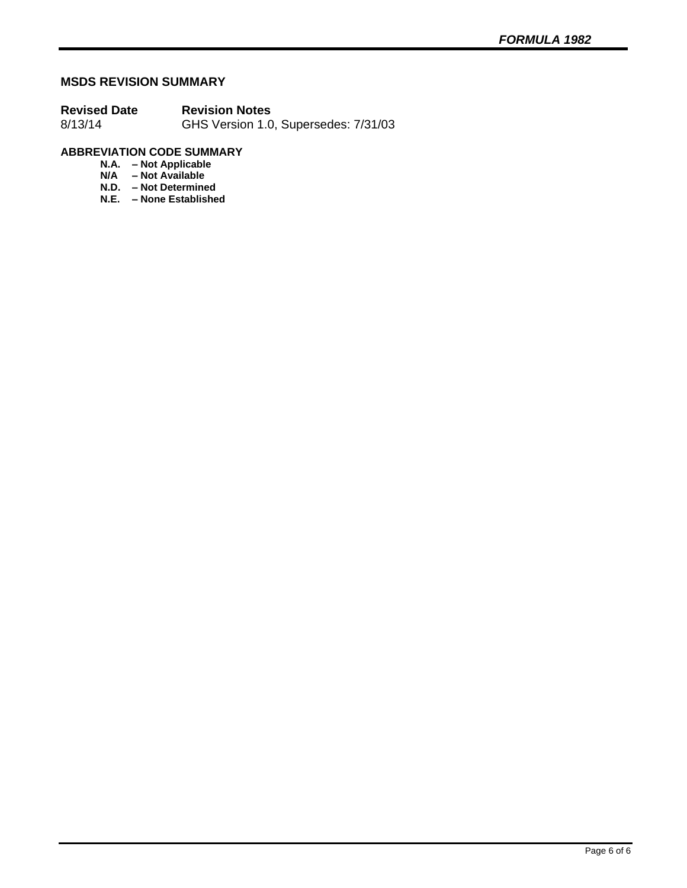## MSDS REVISION SUMMARY

| Revised Date | Revision Notes |
| --- | --- |
| 8/13/14 | GHS Version 1.0, Supersedes: 7/31/03 |

**ABBREVIATION CODE SUMMARY**

- **N.A. – Not Applicable**
- **N/A – Not Available**
- **N.D. – Not Determined**
- **N.E. – None Established**